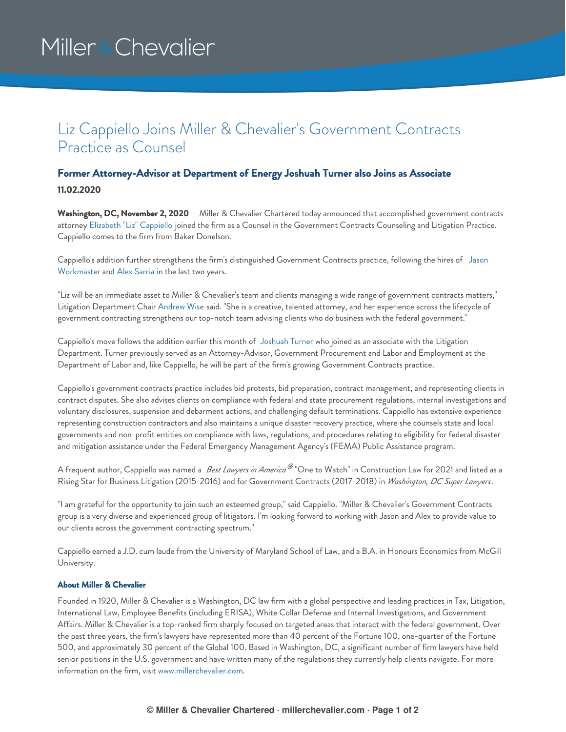Miller & Chevalier

# Liz Cappiello Joins Miller & Chevalier's Government Contracts Practice as Counsel

### Former Attorney-Advisor at Department of Energy Joshuah Turner also Joins as Associate

**11.02.2020**

**Washington, DC, November 2, 2020** – Miller & Chevalier Chartered today announced that accomplished government contracts attorney Elizabeth "Liz" Cappiello joined the firm as a Counsel in the Government Contracts Counseling and Litigation Practice. Cappiello comes to the firm from Baker Donelson.

Cappiello's addition further strengthens the firm's distinguished Government Contracts practice, following the hires of Jason Workmaster and Alex Sarria in the last two years.

"Liz will be an immediate asset to Miller & Chevalier's team and clients managing a wide range of government contracts matters," Litigation Department Chair Andrew Wise said. "She is a creative, talented attorney, and her experience across the lifecycle of government contracting strengthens our top-notch team advising clients who do business with the federal government."

Cappiello's move follows the addition earlier this month of Joshuah Turner who joined as an associate with the Litigation Department. Turner previously served as an Attorney-Advisor, Government Procurement and Labor and Employment at the Department of Labor and, like Cappiello, he will be part of the firm's growing Government Contracts practice.

Cappiello's government contracts practice includes bid protests, bid preparation, contract management, and representing clients in contract disputes. She also advises clients on compliance with federal and state procurement regulations, internal investigations and voluntary disclosures, suspension and debarment actions, and challenging default terminations. Cappiello has extensive experience representing construction contractors and also maintains a unique disaster recovery practice, where she counsels state and local governments and non-profit entities on compliance with laws, regulations, and procedures relating to eligibility for federal disaster and mitigation assistance under the Federal Emergency Management Agency's (FEMA) Public Assistance program.

A frequent author, Cappiello was named a *Best Lawyers in America®* "One to Watch" in Construction Law for 2021 and listed as a Rising Star for Business Litigation (2015-2016) and for Government Contracts (2017-2018) in *Washington, DC Super Lawyers*.

"I am grateful for the opportunity to join such an esteemed group," said Cappiello. "Miller & Chevalier's Government Contracts group is a very diverse and experienced group of litigators. I'm looking forward to working with Jason and Alex to provide value to our clients across the government contracting spectrum."

Cappiello earned a J.D. cum laude from the University of Maryland School of Law, and a B.A. in Honours Economics from McGill University.

#### About Miller & Chevalier

Founded in 1920, Miller & Chevalier is a Washington, DC law firm with a global perspective and leading practices in Tax, Litigation, International Law, Employee Benefits (including ERISA), White Collar Defense and Internal Investigations, and Government Affairs. Miller & Chevalier is a top-ranked firm sharply focused on targeted areas that interact with the federal government. Over the past three years, the firm's lawyers have represented more than 40 percent of the Fortune 100, one-quarter of the Fortune 500, and approximately 30 percent of the Global 100. Based in Washington, DC, a significant number of firm lawyers have held senior positions in the U.S. government and have written many of the regulations they currently help clients navigate. For more information on the firm, visit www.millerchevalier.com.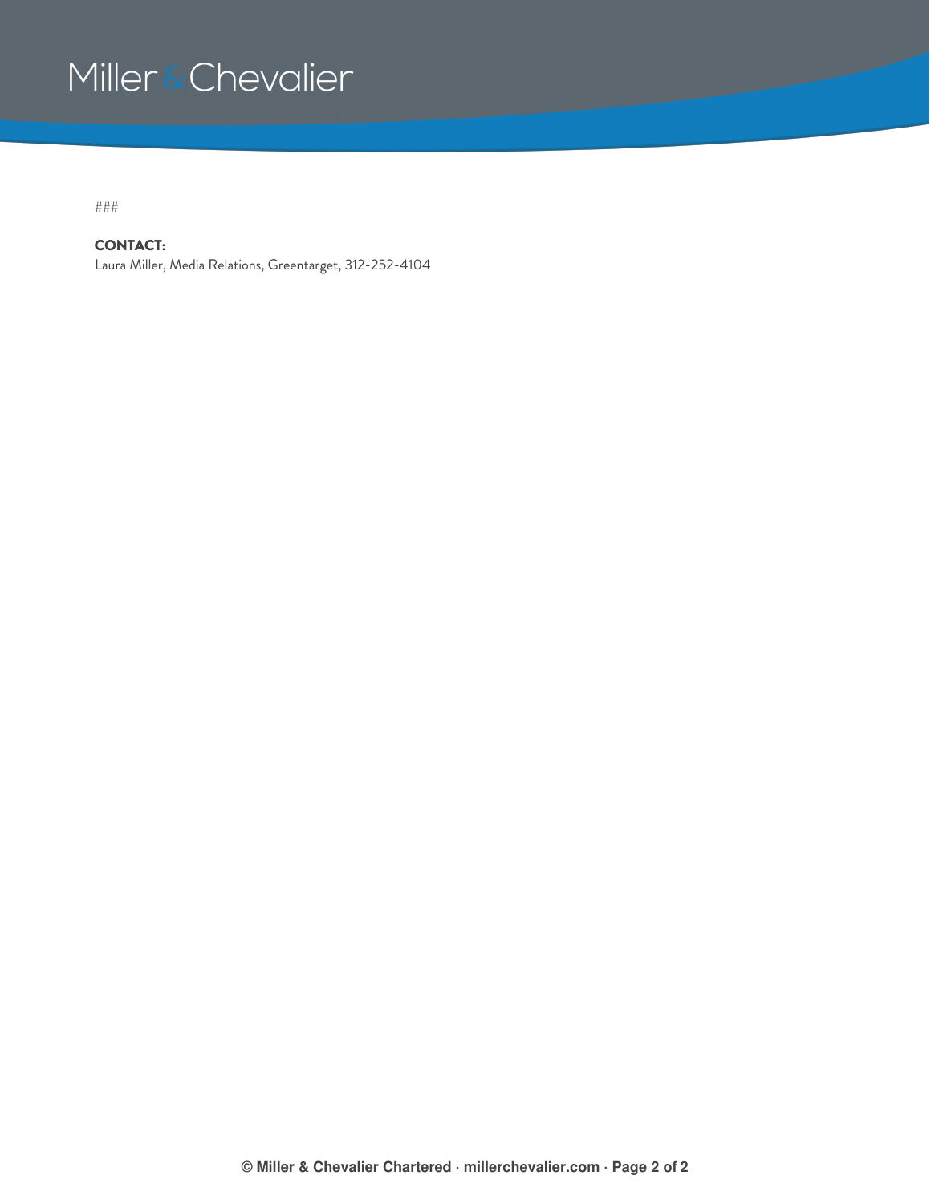###

**CONTACT:**

Laura Miller, Media Relations, Greentarget, 312-252-4104